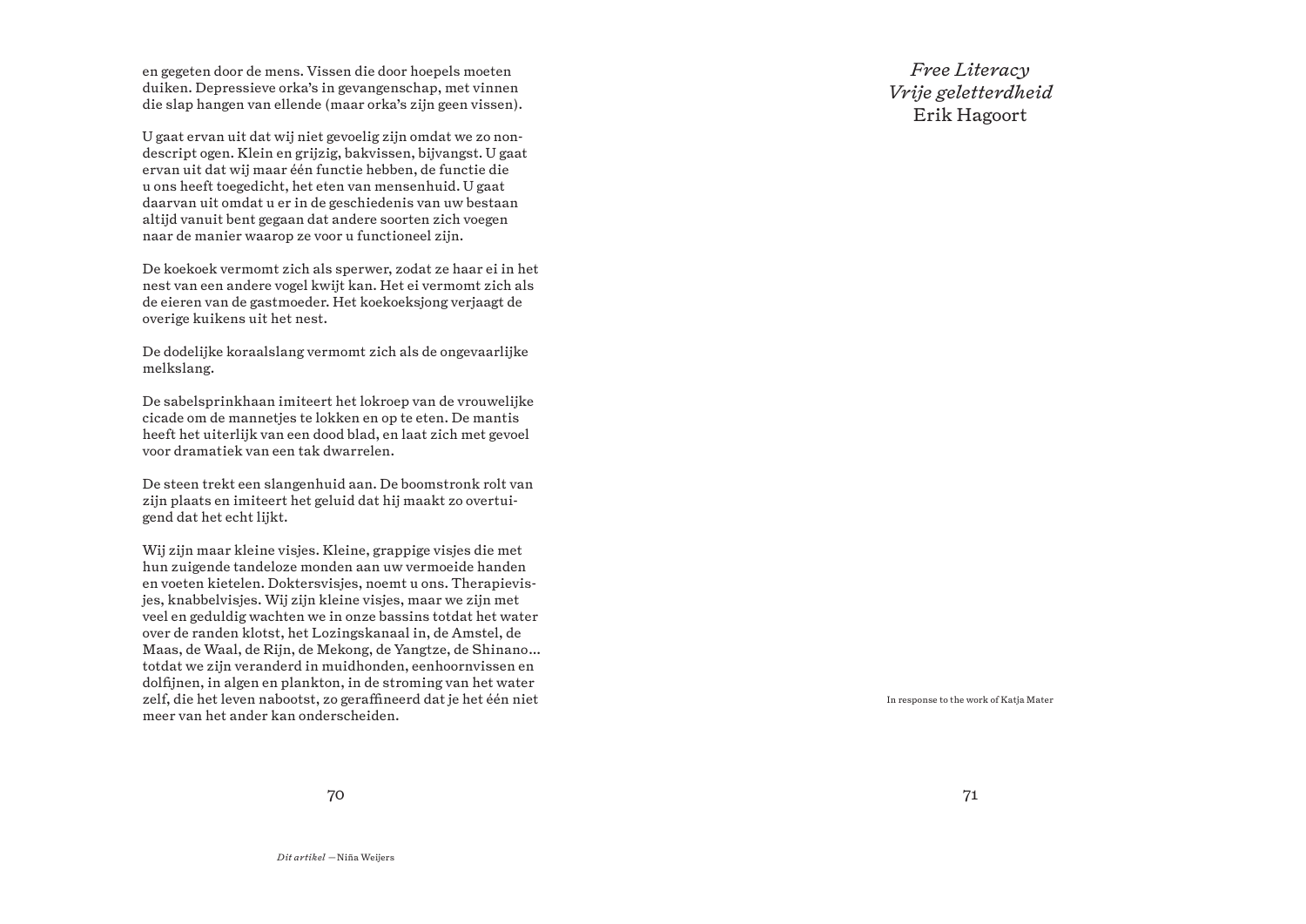en gegeten door de mens. Vissen die door hoepels moeten duiken. Depressieve orka's in gevangenschap, met vinnen die slap hangen van ellende (maar orka's zijn geen vissen).

U gaat ervan uit dat wij niet gevoelig zijn omdat we zo nondescript ogen. Klein en grijzig, bakvissen, bijvangst. U gaat ervan uit dat wij maar één functie hebben, de functie die u ons heeft toegedicht, het eten van mensenhuid. U gaat daarvan uit omdat u er in de geschiedenis van uw bestaan altijd vanuit bent gegaan dat andere soorten zich voegen naar de manier waarop ze voor u functioneel zijn.

De koekoek vermomt zich als sperwer, zodat ze haar ei in het nest van een andere vogel kwijt kan. Het ei vermomt zich als de eieren van de gastmoeder. Het koekoeksjong verjaagt de overige kuikens uit het nest.

De dodelijke koraalslang vermomt zich als de ongevaarlijke melkslang.

De sabelsprinkhaan imiteert het lokroep van de vrouwelijke cicade om de mannetjes te lokken en op te eten. De mantis heeft het uiterlijk van een dood blad, en laat zich met gevoel voor dramatiek van een tak dwarrelen.

De steen trekt een slangenhuid aan. De boomstronk rolt van zijn plaats en imiteert het geluid dat hij maakt zo overtuigend dat het echt lijkt.

Wij zijn maar kleine visjes. Kleine, grappige visjes die met hun zuigende tandeloze monden aan uw vermoeide handen en voeten kietelen. Doktersvisjes, noemt u ons. Therapievisjes, knabbelvisjes. Wij zijn kleine visjes, maar we zijn met veel en geduldig wachten we in onze bassins totdat het water over de randen klotst, het Lozingskanaal in, de Amstel, de Maas, de Waal, de Rijn, de Mekong, de Yangtze, de Shinano… totdat we zijn veranderd in muidhonden, eenhoornvissen en dolfijnen, in algen en plankton, in de stroming van het water zelf, die het leven nabootst, zo geraffineerd dat je het één niet meer van het ander kan onderscheiden.

*Dit artikel* —Niña Weijers

# *Free Literacy*
# *Vrije geletterdheid*
## Erik Hagoort

In response to the work of Katja Mater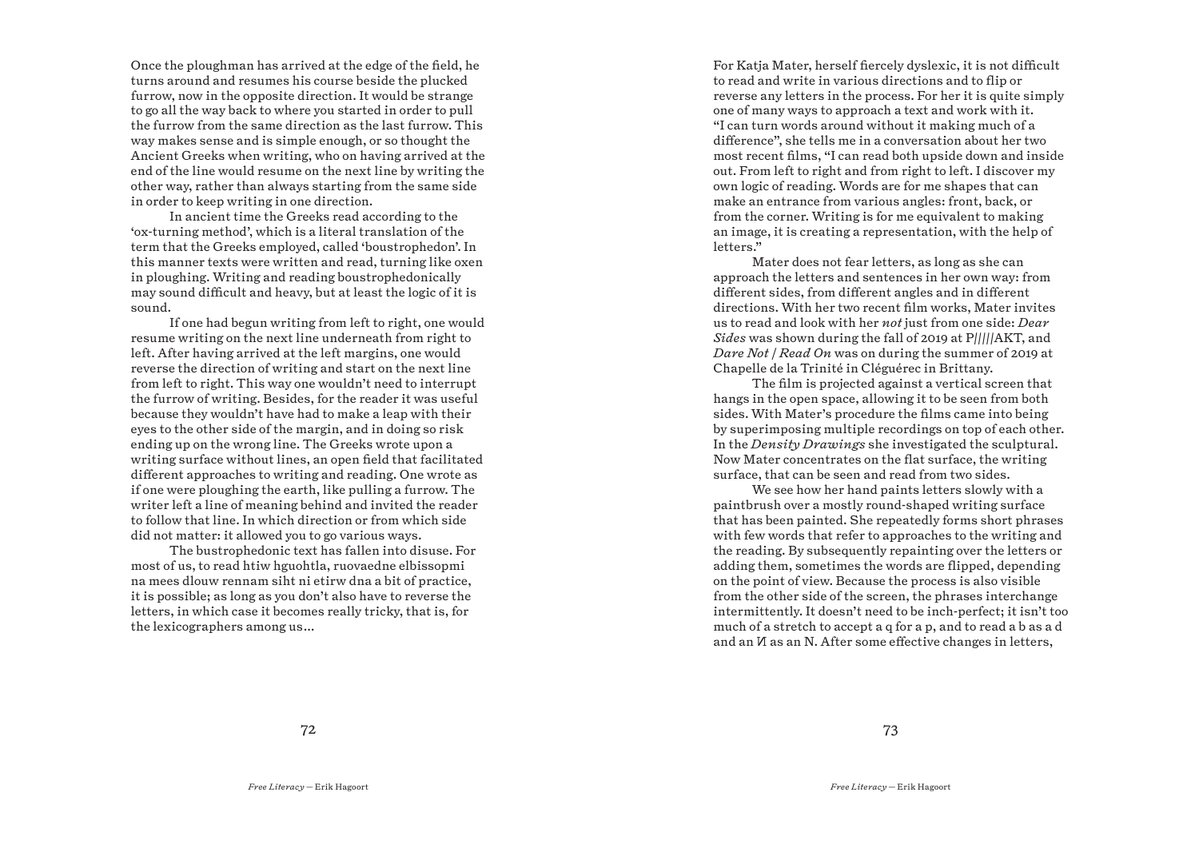Once the ploughman has arrived at the edge of the field, he turns around and resumes his course beside the plucked furrow, now in the opposite direction. It would be strange to go all the way back to where you started in order to pull the furrow from the same direction as the last furrow. This way makes sense and is simple enough, or so thought the Ancient Greeks when writing, who on having arrived at the end of the line would resume on the next line by writing the other way, rather than always starting from the same side in order to keep writing in one direction.

In ancient time the Greeks read according to the 'ox-turning method', which is a literal translation of the term that the Greeks employed, called 'boustrophedon'. In this manner texts were written and read, turning like oxen in ploughing. Writing and reading boustrophedonically may sound difficult and heavy, but at least the logic of it is sound.

If one had begun writing from left to right, one would resume writing on the next line underneath from right to left. After having arrived at the left margins, one would reverse the direction of writing and start on the next line from left to right. This way one wouldn't need to interrupt the furrow of writing. Besides, for the reader it was useful because they wouldn't have had to make a leap with their eyes to the other side of the margin, and in doing so risk ending up on the wrong line. The Greeks wrote upon a writing surface without lines, an open field that facilitated different approaches to writing and reading. One wrote as if one were ploughing the earth, like pulling a furrow. The writer left a line of meaning behind and invited the reader to follow that line. In which direction or from which side did not matter: it allowed you to go various ways.

The bustrophedonic text has fallen into disuse. For most of us, to read htiw hguohtla, ruovaedne elbissopmi na mees dlouw rennam siht ni etirw dna a bit of practice, it is possible; as long as you don't also have to reverse the letters, in which case it becomes really tricky, that is, for the lexicographers among us…

For Katja Mater, herself fiercely dyslexic, it is not difficult to read and write in various directions and to flip or reverse any letters in the process. For her it is quite simply one of many ways to approach a text and work with it. "I can turn words around without it making much of a difference", she tells me in a conversation about her two most recent films, "I can read both upside down and inside out. From left to right and from right to left. I discover my own logic of reading. Words are for me shapes that can make an entrance from various angles: front, back, or from the corner. Writing is for me equivalent to making an image, it is creating a representation, with the help of letters."

Mater does not fear letters, as long as she can approach the letters and sentences in her own way: from different sides, from different angles and in different directions. With her two recent film works, Mater invites us to read and look with her *not* just from one side: *Dear Sides* was shown during the fall of 2019 at P/////AKT, and *Dare Not / Read On* was on during the summer of 2019 at Chapelle de la Trinité in Cléguérec in Brittany.

The film is projected against a vertical screen that hangs in the open space, allowing it to be seen from both sides. With Mater's procedure the films came into being by superimposing multiple recordings on top of each other. In the *Density Drawings* she investigated the sculptural. Now Mater concentrates on the flat surface, the writing surface, that can be seen and read from two sides.

We see how her hand paints letters slowly with a paintbrush over a mostly round-shaped writing surface that has been painted. She repeatedly forms short phrases with few words that refer to approaches to the writing and the reading. By subsequently repainting over the letters or adding them, sometimes the words are flipped, depending on the point of view. Because the process is also visible from the other side of the screen, the phrases interchange intermittently. It doesn't need to be inch-perfect; it isn't too much of a stretch to accept a q for a p, and to read a b as a d and an И as an N. After some effective changes in letters,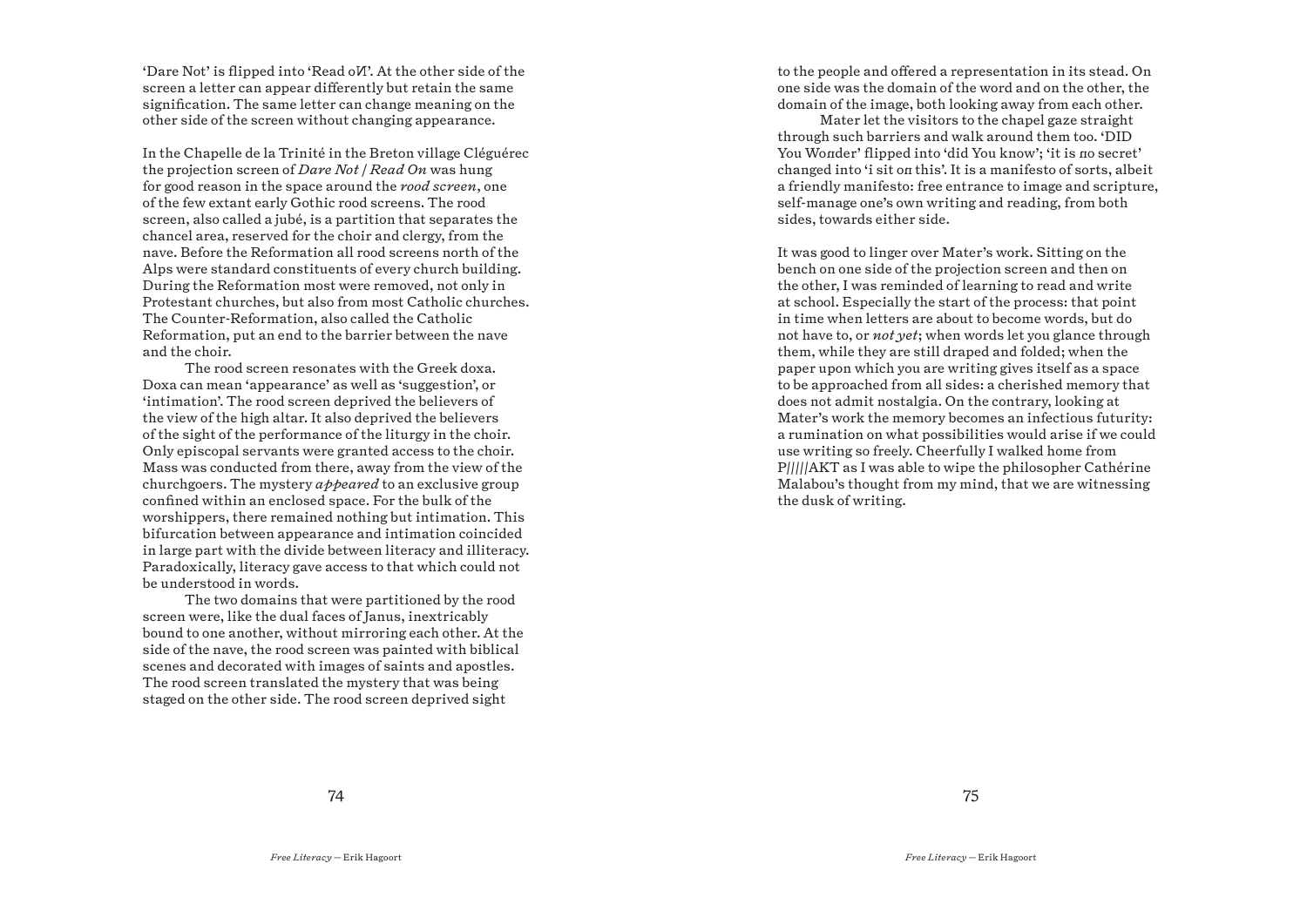'Dare Not' is flipped into 'Read oИ'. At the other side of the screen a letter can appear differently but retain the same signification. The same letter can change meaning on the other side of the screen without changing appearance.

In the Chapelle de la Trinité in the Breton village Cléguérec the projection screen of *Dare Not / Read On* was hung for good reason in the space around the *rood screen*, one of the few extant early Gothic rood screens. The rood screen, also called a jubé, is a partition that separates the chancel area, reserved for the choir and clergy, from the nave. Before the Reformation all rood screens north of the Alps were standard constituents of every church building. During the Reformation most were removed, not only in Protestant churches, but also from most Catholic churches. The Counter-Reformation, also called the Catholic Reformation, put an end to the barrier between the nave and the choir.

The rood screen resonates with the Greek doxa. Doxa can mean 'appearance' as well as 'suggestion', or 'intimation'. The rood screen deprived the believers of the view of the high altar. It also deprived the believers of the sight of the performance of the liturgy in the choir. Only episcopal servants were granted access to the choir. Mass was conducted from there, away from the view of the churchgoers. The mystery *appeared* to an exclusive group confined within an enclosed space. For the bulk of the worshippers, there remained nothing but intimation. This bifurcation between appearance and intimation coincided in large part with the divide between literacy and illiteracy. Paradoxically, literacy gave access to that which could not be understood in words.

The two domains that were partitioned by the rood screen were, like the dual faces of Janus, inextricably bound to one another, without mirroring each other. At the side of the nave, the rood screen was painted with biblical scenes and decorated with images of saints and apostles. The rood screen translated the mystery that was being staged on the other side. The rood screen deprived sight to the people and offered a representation in its stead. On one side was the domain of the word and on the other, the domain of the image, both looking away from each other.

Mater let the visitors to the chapel gaze straight through such barriers and walk around them too. 'DID You Woпder' flipped into 'did You know'; 'it is пo secret' changed into 'i sit oп this'. It is a manifesto of sorts, albeit a friendly manifesto: free entrance to image and scripture, self-manage one's own writing and reading, from both sides, towards either side.

It was good to linger over Mater's work. Sitting on the bench on one side of the projection screen and then on the other, I was reminded of learning to read and write at school. Especially the start of the process: that point in time when letters are about to become words, but do not have to, or *not yet*; when words let you glance through them, while they are still draped and folded; when the paper upon which you are writing gives itself as a space to be approached from all sides: a cherished memory that does not admit nostalgia. On the contrary, looking at Mater's work the memory becomes an infectious futurity: a rumination on what possibilities would arise if we could use writing so freely. Cheerfully I walked home from P/////AKT as I was able to wipe the philosopher Cathérine Malabou's thought from my mind, that we are witnessing the dusk of writing.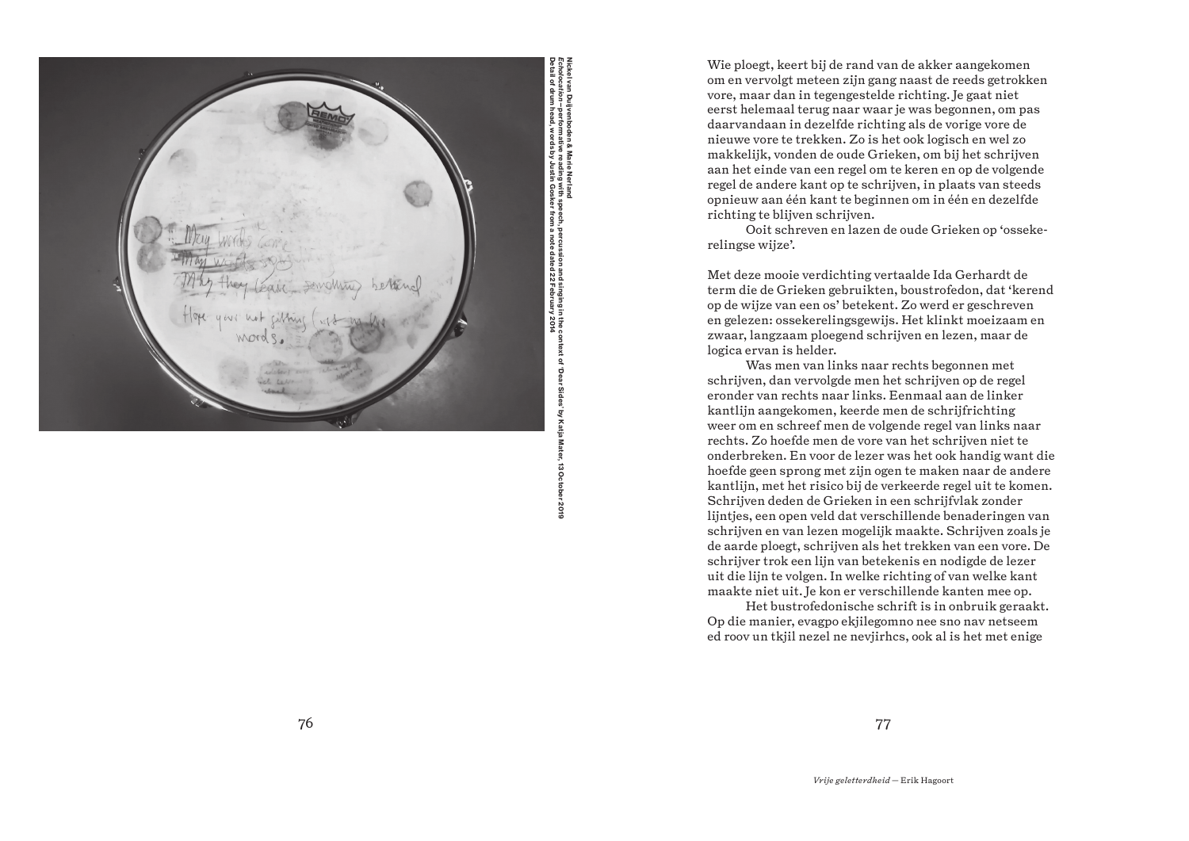Nickel van Duijvenboden & Marie Nerland
*Echolocation—performative reading with speech, percussion and singing in the context of 'Dear Sides' by Katja Mater, 13 October 2019*
Detail of drum head, words by Justin Gosker from a note dated 22 February 2014

Wie ploegt, keert bij de rand van de akker aangekomen om en vervolgt meteen zijn gang naast de reeds getrokken vore, maar dan in tegengestelde richting. Je gaat niet eerst helemaal terug naar waar je was begonnen, om pas daarvandaan in dezelfde richting als de vorige vore de nieuwe vore te trekken. Zo is het ook logisch en wel zo makkelijk, vonden de oude Grieken, om bij het schrijven aan het einde van een regel om te keren en op de volgende regel de andere kant op te schrijven, in plaats van steeds opnieuw aan één kant te beginnen om in één en dezelfde richting te blijven schrijven.

Ooit schreven en lazen de oude Grieken op 'osseke­relingse wijze'.

Met deze mooie verdichting vertaalde Ida Gerhardt de term die de Grieken gebruikten, boustrofedon, dat 'kerend op de wijze van een os' betekent. Zo werd er geschreven en gelezen: ossekerelingsgewijs. Het klinkt moeizaam en zwaar, langzaam ploegend schrijven en lezen, maar de logica ervan is helder.

Was men van links naar rechts begonnen met schrijven, dan vervolgde men het schrijven op de regel eronder van rechts naar links. Eenmaal aan de linker kantlijn aangekomen, keerde men de schrijfrichting weer om en schreef men de volgende regel van links naar rechts. Zo hoefde men de vore van het schrijven niet te onderbreken. En voor de lezer was het ook handig want die hoefde geen sprong met zijn ogen te maken naar de andere kantlijn, met het risico bij de verkeerde regel uit te komen. Schrijven deden de Grieken in een schrijfvlak zonder lijntjes, een open veld dat verschillende benaderingen van schrijven en van lezen mogelijk maakte. Schrijven zoals je de aarde ploegt, schrijven als het trekken van een vore. De schrijver trok een lijn van betekenis en nodigde de lezer uit die lijn te volgen. In welke richting of van welke kant maakte niet uit. Je kon er verschillende kanten mee op.

Het bustrofedonische schrift is in onbruik geraakt. Op die manier, evagpo ekjilegomno nee sno nav netseem ed roov un tkjil nezel ne nevjirhcs, ook al is het met enige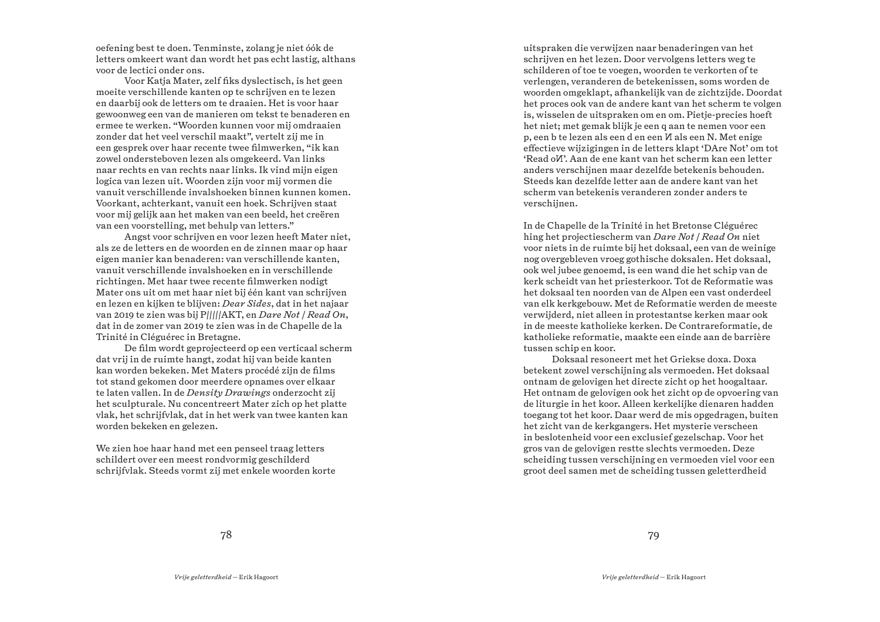oefening best te doen. Tenminste, zolang je niet óók de letters omkeert want dan wordt het pas echt lastig, althans voor de lectici onder ons.

Voor Katja Mater, zelf fiks dyslectisch, is het geen moeite verschillende kanten op te schrijven en te lezen en daarbij ook de letters om te draaien. Het is voor haar gewoonweg een van de manieren om tekst te benaderen en ermee te werken. “Woorden kunnen voor mij omdraaien zonder dat het veel verschil maakt”, vertelt zij me in een gesprek over haar recente twee filmwerken, “ik kan zowel ondersteboven lezen als omgekeerd. Van links naar rechts en van rechts naar links. Ik vind mijn eigen logica van lezen uit. Woorden zijn voor mij vormen die vanuit verschillende invalshoeken binnen kunnen komen. Voorkant, achterkant, vanuit een hoek. Schrijven staat voor mij gelijk aan het maken van een beeld, het creëren van een voorstelling, met behulp van letters.”

Angst voor schrijven en voor lezen heeft Mater niet, als ze de letters en de woorden en de zinnen maar op haar eigen manier kan benaderen: van verschillende kanten, vanuit verschillende invalshoeken en in verschillende richtingen. Met haar twee recente filmwerken nodigt Mater ons uit om met haar niet bij één kant van schrijven en lezen en kijken te blijven: *Dear Sides*, dat in het najaar van 2019 te zien was bij P/////AKT, en *Dare Not / Read On*, dat in de zomer van 2019 te zien was in de Chapelle de la Trinité in Cléguérec in Bretagne.

De film wordt geprojecteerd op een verticaal scherm dat vrij in de ruimte hangt, zodat hij van beide kanten kan worden bekeken. Met Maters procédé zijn de films tot stand gekomen door meerdere opnames over elkaar te laten vallen. In de *Density Drawings* onderzocht zij het sculpturale. Nu concentreert Mater zich op het platte vlak, het schrijfvlak, dat in het werk van twee kanten kan worden bekeken en gelezen.

We zien hoe haar hand met een penseel traag letters schildert over een meest rondvormig geschilderd schrijfvlak. Steeds vormt zij met enkele woorden korte uitspraken die verwijzen naar benaderingen van het schrijven en het lezen. Door vervolgens letters weg te schilderen of toe te voegen, woorden te verkorten of te verlengen, veranderen de betekenissen, soms worden de woorden omgeklapt, afhankelijk van de zichtzijde. Doordat het proces ook van de andere kant van het scherm te volgen is, wisselen de uitspraken om en om. Pietje-precies hoeft het niet; met gemak blijk je een q aan te nemen voor een p, een b te lezen als een d en een И als een N. Met enige effectieve wijzigingen in de letters klapt ‘DAre Not’ om tot ‘Read oИ’. Aan de ene kant van het scherm kan een letter anders verschijnen maar dezelfde betekenis behouden. Steeds kan dezelfde letter aan de andere kant van het scherm van betekenis veranderen zonder anders te verschijnen.

In de Chapelle de la Trinité in het Bretonse Cléguérec hing het projectiescherm van *Dare Not / Read On* niet voor niets in de ruimte bij het doksaal, een van de weinige nog overgebleven vroeg gothische doksalen. Het doksaal, ook wel jubee genoemd, is een wand die het schip van de kerk scheidt van het priesterkoor. Tot de Reformatie was het doksaal ten noorden van de Alpen een vast onderdeel van elk kerkgebouw. Met de Reformatie werden de meeste verwijderd, niet alleen in protestantse kerken maar ook in de meeste katholieke kerken. De Contrareformatie, de katholieke reformatie, maakte een einde aan de barrière tussen schip en koor.

Doksaal resoneert met het Griekse doxa. Doxa betekent zowel verschijning als vermoeden. Het doksaal ontnam de gelovigen het directe zicht op het hoogaltaar. Het ontnam de gelovigen ook het zicht op de opvoering van de liturgie in het koor. Alleen kerkelijke dienaren hadden toegang tot het koor. Daar werd de mis opgedragen, buiten het zicht van de kerkgangers. Het mysterie verscheen in beslotenheid voor een exclusief gezelschap. Voor het gros van de gelovigen restte slechts vermoeden. Deze scheiding tussen verschijning en vermoeden viel voor een groot deel samen met de scheiding tussen geletterdheid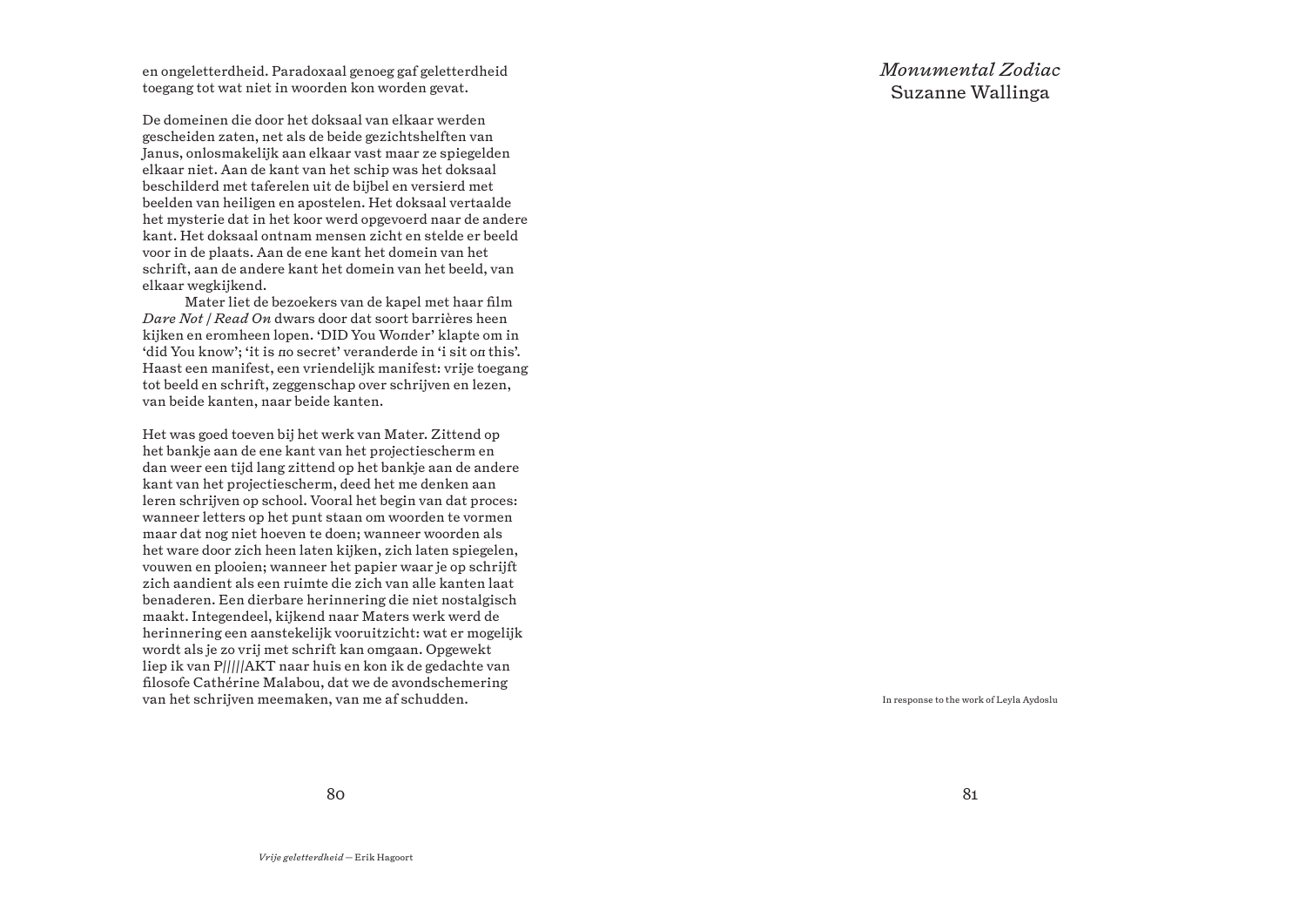en ongeletterdheid. Paradoxaal genoeg gaf geletterdheid toegang tot wat niet in woorden kon worden gevat.

De domeinen die door het doksaal van elkaar werden gescheiden zaten, net als de beide gezichtshelften van Janus, onlosmakelijk aan elkaar vast maar ze spiegelden elkaar niet. Aan de kant van het schip was het doksaal beschilderd met taferelen uit de bijbel en versierd met beelden van heiligen en apostelen. Het doksaal vertaalde het mysterie dat in het koor werd opgevoerd naar de andere kant. Het doksaal ontnam mensen zicht en stelde er beeld voor in de plaats. Aan de ene kant het domein van het schrift, aan de andere kant het domein van het beeld, van elkaar wegkijkend.

Mater liet de bezoekers van de kapel met haar film *Dare Not / Read On* dwars door dat soort barrières heen kijken en eromheen lopen. 'DID You Wonder' klapte om in 'did You know'; 'it is no secret' veranderde in 'i sit on this'. Haast een manifest, een vriendelijk manifest: vrije toegang tot beeld en schrift, zeggenschap over schrijven en lezen, van beide kanten, naar beide kanten.

Het was goed toeven bij het werk van Mater. Zittend op het bankje aan de ene kant van het projectiescherm en dan weer een tijd lang zittend op het bankje aan de andere kant van het projectiescherm, deed het me denken aan leren schrijven op school. Vooral het begin van dat proces: wanneer letters op het punt staan om woorden te vormen maar dat nog niet hoeven te doen; wanneer woorden als het ware door zich heen laten kijken, zich laten spiegelen, vouwen en plooien; wanneer het papier waar je op schrijft zich aandient als een ruimte die zich van alle kanten laat benaderen. Een dierbare herinnering die niet nostalgisch maakt. Integendeel, kijkend naar Maters werk werd de herinnering een aanstekelijk vooruitzicht: wat er mogelijk wordt als je zo vrij met schrift kan omgaan. Opgewekt liep ik van P/////AKT naar huis en kon ik de gedachte van filosofe Cathérine Malabou, dat we de avondschemering van het schrijven meemaken, van me af schudden.

# *Monumental Zodiac*
## Suzanne Wallinga

In response to the work of Leyla Aydoslu